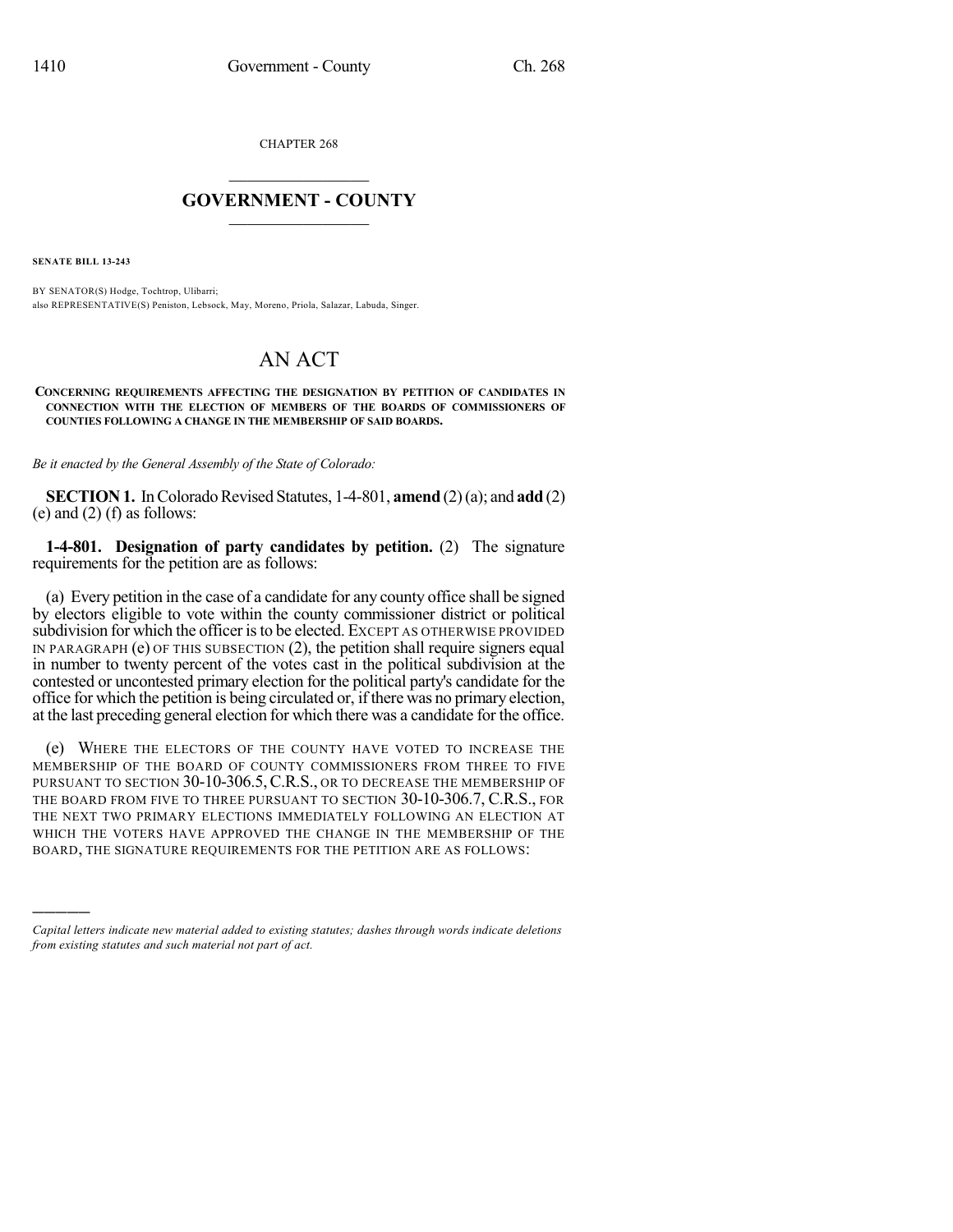CHAPTER 268

# GOVERNMENT - COUNTY

**SENATE BILL 13-243**

BY SENATOR(S) Hodge, Tochtrop, Ulibarri;
also REPRESENTATIVE(S) Peniston, Lebsock, May, Moreno, Priola, Salazar, Labuda, Singer.

# AN ACT

**CONCERNING REQUIREMENTS AFFECTING THE DESIGNATION BY PETITION OF CANDIDATES IN CONNECTION WITH THE ELECTION OF MEMBERS OF THE BOARDS OF COMMISSIONERS OF COUNTIES FOLLOWING A CHANGE IN THE MEMBERSHIP OF SAID BOARDS.**

*Be it enacted by the General Assembly of the State of Colorado:*

**SECTION 1.** In Colorado Revised Statutes, 1-4-801, **amend** (2) (a); and **add** (2) (e) and (2) (f) as follows:

**1-4-801. Designation of party candidates by petition.** (2) The signature requirements for the petition are as follows:

(a) Every petition in the case of a candidate for any county office shall be signed by electors eligible to vote within the county commissioner district or political subdivision for which the officer is to be elected. EXCEPT AS OTHERWISE PROVIDED IN PARAGRAPH (e) OF THIS SUBSECTION (2), the petition shall require signers equal in number to twenty percent of the votes cast in the political subdivision at the contested or uncontested primary election for the political party's candidate for the office for which the petition is being circulated or, if there was no primary election, at the last preceding general election for which there was a candidate for the office.

(e) WHERE THE ELECTORS OF THE COUNTY HAVE VOTED TO INCREASE THE MEMBERSHIP OF THE BOARD OF COUNTY COMMISSIONERS FROM THREE TO FIVE PURSUANT TO SECTION 30-10-306.5, C.R.S., OR TO DECREASE THE MEMBERSHIP OF THE BOARD FROM FIVE TO THREE PURSUANT TO SECTION 30-10-306.7, C.R.S., FOR THE NEXT TWO PRIMARY ELECTIONS IMMEDIATELY FOLLOWING AN ELECTION AT WHICH THE VOTERS HAVE APPROVED THE CHANGE IN THE MEMBERSHIP OF THE BOARD, THE SIGNATURE REQUIREMENTS FOR THE PETITION ARE AS FOLLOWS:

---

*Capital letters indicate new material added to existing statutes; dashes through words indicate deletions from existing statutes and such material not part of act.*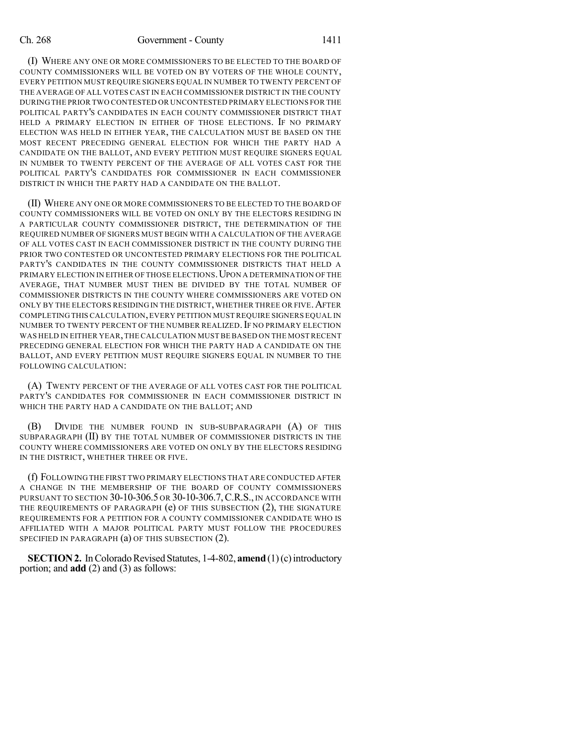(I) WHERE ANY ONE OR MORE COMMISSIONERS TO BE ELECTED TO THE BOARD OF COUNTY COMMISSIONERS WILL BE VOTED ON BY VOTERS OF THE WHOLE COUNTY, EVERY PETITION MUST REQUIRE SIGNERS EQUAL IN NUMBER TO TWENTY PERCENT OF THE AVERAGE OF ALL VOTES CAST IN EACH COMMISSIONER DISTRICT IN THE COUNTY DURING THE PRIOR TWO CONTESTED OR UNCONTESTED PRIMARY ELECTIONS FOR THE POLITICAL PARTY'S CANDIDATES IN EACH COUNTY COMMISSIONER DISTRICT THAT HELD A PRIMARY ELECTION IN EITHER OF THOSE ELECTIONS. IF NO PRIMARY ELECTION WAS HELD IN EITHER YEAR, THE CALCULATION MUST BE BASED ON THE MOST RECENT PRECEDING GENERAL ELECTION FOR WHICH THE PARTY HAD A CANDIDATE ON THE BALLOT, AND EVERY PETITION MUST REQUIRE SIGNERS EQUAL IN NUMBER TO TWENTY PERCENT OF THE AVERAGE OF ALL VOTES CAST FOR THE POLITICAL PARTY'S CANDIDATES FOR COMMISSIONER IN EACH COMMISSIONER DISTRICT IN WHICH THE PARTY HAD A CANDIDATE ON THE BALLOT.

(II) WHERE ANY ONE OR MORE COMMISSIONERS TO BE ELECTED TO THE BOARD OF COUNTY COMMISSIONERS WILL BE VOTED ON ONLY BY THE ELECTORS RESIDING IN A PARTICULAR COUNTY COMMISSIONER DISTRICT, THE DETERMINATION OF THE REQUIRED NUMBER OF SIGNERS MUST BEGIN WITH A CALCULATION OF THE AVERAGE OF ALL VOTES CAST IN EACH COMMISSIONER DISTRICT IN THE COUNTY DURING THE PRIOR TWO CONTESTED OR UNCONTESTED PRIMARY ELECTIONS FOR THE POLITICAL PARTY'S CANDIDATES IN THE COUNTY COMMISSIONER DISTRICTS THAT HELD A PRIMARY ELECTION IN EITHER OF THOSE ELECTIONS. UPON A DETERMINATION OF THE AVERAGE, THAT NUMBER MUST THEN BE DIVIDED BY THE TOTAL NUMBER OF COMMISSIONER DISTRICTS IN THE COUNTY WHERE COMMISSIONERS ARE VOTED ON ONLY BY THE ELECTORS RESIDING IN THE DISTRICT, WHETHER THREE OR FIVE. AFTER COMPLETING THIS CALCULATION, EVERY PETITION MUST REQUIRE SIGNERS EQUAL IN NUMBER TO TWENTY PERCENT OF THE NUMBER REALIZED. IF NO PRIMARY ELECTION WAS HELD IN EITHER YEAR, THE CALCULATION MUST BE BASED ON THE MOST RECENT PRECEDING GENERAL ELECTION FOR WHICH THE PARTY HAD A CANDIDATE ON THE BALLOT, AND EVERY PETITION MUST REQUIRE SIGNERS EQUAL IN NUMBER TO THE FOLLOWING CALCULATION:

(A) TWENTY PERCENT OF THE AVERAGE OF ALL VOTES CAST FOR THE POLITICAL PARTY'S CANDIDATES FOR COMMISSIONER IN EACH COMMISSIONER DISTRICT IN WHICH THE PARTY HAD A CANDIDATE ON THE BALLOT; AND

(B) DIVIDE THE NUMBER FOUND IN SUB-SUBPARAGRAPH (A) OF THIS SUBPARAGRAPH (II) BY THE TOTAL NUMBER OF COMMISSIONER DISTRICTS IN THE COUNTY WHERE COMMISSIONERS ARE VOTED ON ONLY BY THE ELECTORS RESIDING IN THE DISTRICT, WHETHER THREE OR FIVE.

(f) FOLLOWING THE FIRST TWO PRIMARY ELECTIONS THAT ARE CONDUCTED AFTER A CHANGE IN THE MEMBERSHIP OF THE BOARD OF COUNTY COMMISSIONERS PURSUANT TO SECTION 30-10-306.5 OR 30-10-306.7, C.R.S., IN ACCORDANCE WITH THE REQUIREMENTS OF PARAGRAPH (e) OF THIS SUBSECTION (2), THE SIGNATURE REQUIREMENTS FOR A PETITION FOR A COUNTY COMMISSIONER CANDIDATE WHO IS AFFILIATED WITH A MAJOR POLITICAL PARTY MUST FOLLOW THE PROCEDURES SPECIFIED IN PARAGRAPH (a) OF THIS SUBSECTION (2).

**SECTION 2.** In Colorado Revised Statutes, 1-4-802, **amend** (1) (c) introductory portion; and **add** (2) and (3) as follows: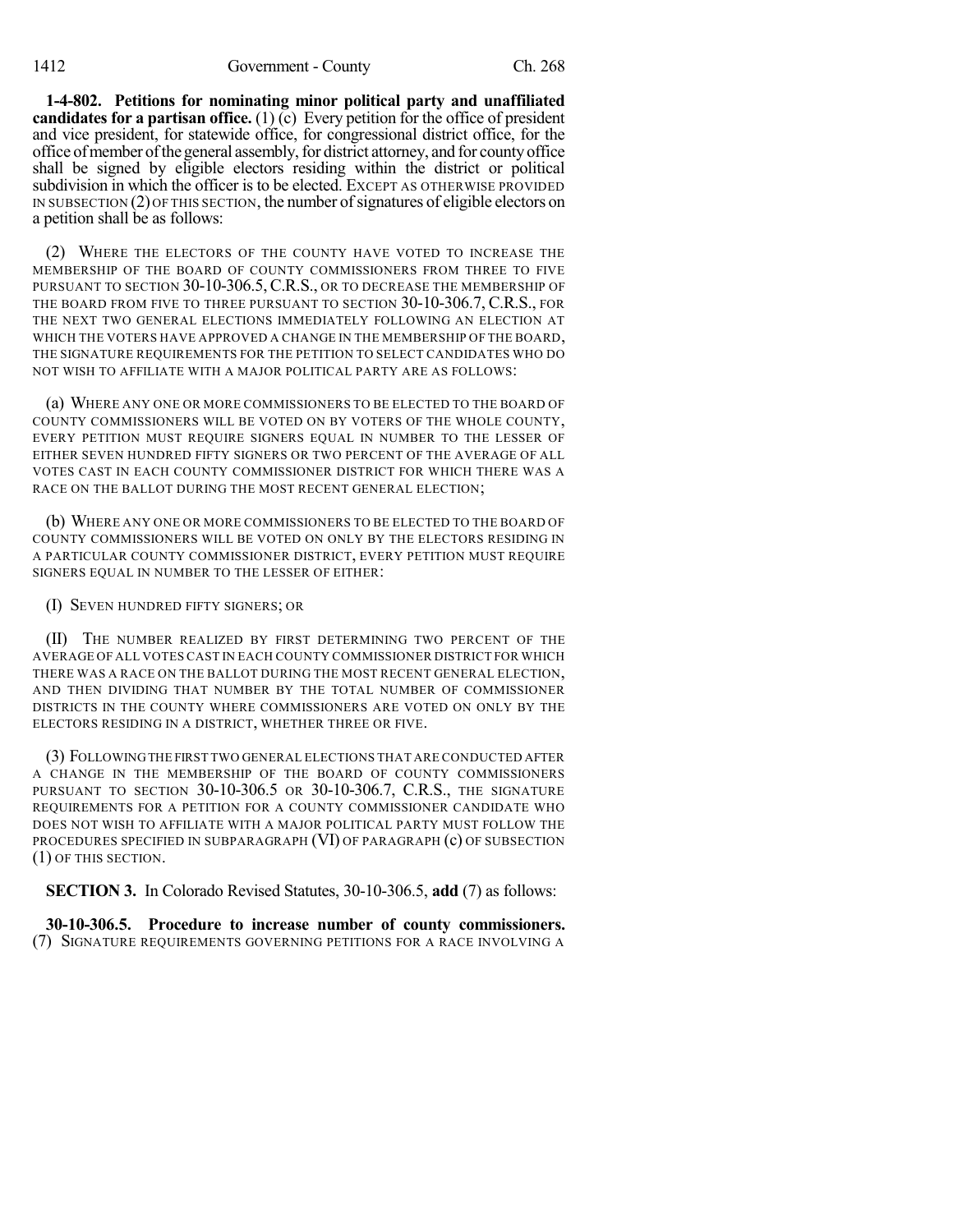**1-4-802. Petitions for nominating minor political party and unaffiliated candidates for a partisan office.** (1) (c) Every petition for the office of president and vice president, for statewide office, for congressional district office, for the office of member of the general assembly, for district attorney, and for county office shall be signed by eligible electors residing within the district or political subdivision in which the officer is to be elected. EXCEPT AS OTHERWISE PROVIDED IN SUBSECTION (2) OF THIS SECTION, the number of signatures of eligible electors on a petition shall be as follows:

(2) WHERE THE ELECTORS OF THE COUNTY HAVE VOTED TO INCREASE THE MEMBERSHIP OF THE BOARD OF COUNTY COMMISSIONERS FROM THREE TO FIVE PURSUANT TO SECTION 30-10-306.5, C.R.S., OR TO DECREASE THE MEMBERSHIP OF THE BOARD FROM FIVE TO THREE PURSUANT TO SECTION 30-10-306.7, C.R.S., FOR THE NEXT TWO GENERAL ELECTIONS IMMEDIATELY FOLLOWING AN ELECTION AT WHICH THE VOTERS HAVE APPROVED A CHANGE IN THE MEMBERSHIP OF THE BOARD, THE SIGNATURE REQUIREMENTS FOR THE PETITION TO SELECT CANDIDATES WHO DO NOT WISH TO AFFILIATE WITH A MAJOR POLITICAL PARTY ARE AS FOLLOWS:

(a) WHERE ANY ONE OR MORE COMMISSIONERS TO BE ELECTED TO THE BOARD OF COUNTY COMMISSIONERS WILL BE VOTED ON BY VOTERS OF THE WHOLE COUNTY, EVERY PETITION MUST REQUIRE SIGNERS EQUAL IN NUMBER TO THE LESSER OF EITHER SEVEN HUNDRED FIFTY SIGNERS OR TWO PERCENT OF THE AVERAGE OF ALL VOTES CAST IN EACH COUNTY COMMISSIONER DISTRICT FOR WHICH THERE WAS A RACE ON THE BALLOT DURING THE MOST RECENT GENERAL ELECTION;

(b) WHERE ANY ONE OR MORE COMMISSIONERS TO BE ELECTED TO THE BOARD OF COUNTY COMMISSIONERS WILL BE VOTED ON ONLY BY THE ELECTORS RESIDING IN A PARTICULAR COUNTY COMMISSIONER DISTRICT, EVERY PETITION MUST REQUIRE SIGNERS EQUAL IN NUMBER TO THE LESSER OF EITHER:

(I) SEVEN HUNDRED FIFTY SIGNERS; OR

(II) THE NUMBER REALIZED BY FIRST DETERMINING TWO PERCENT OF THE AVERAGE OF ALL VOTES CAST IN EACH COUNTY COMMISSIONER DISTRICT FOR WHICH THERE WAS A RACE ON THE BALLOT DURING THE MOST RECENT GENERAL ELECTION, AND THEN DIVIDING THAT NUMBER BY THE TOTAL NUMBER OF COMMISSIONER DISTRICTS IN THE COUNTY WHERE COMMISSIONERS ARE VOTED ON ONLY BY THE ELECTORS RESIDING IN A DISTRICT, WHETHER THREE OR FIVE.

(3) FOLLOWING THE FIRST TWO GENERAL ELECTIONS THAT ARE CONDUCTED AFTER A CHANGE IN THE MEMBERSHIP OF THE BOARD OF COUNTY COMMISSIONERS PURSUANT TO SECTION 30-10-306.5 OR 30-10-306.7, C.R.S., THE SIGNATURE REQUIREMENTS FOR A PETITION FOR A COUNTY COMMISSIONER CANDIDATE WHO DOES NOT WISH TO AFFILIATE WITH A MAJOR POLITICAL PARTY MUST FOLLOW THE PROCEDURES SPECIFIED IN SUBPARAGRAPH (VI) OF PARAGRAPH (c) OF SUBSECTION (1) OF THIS SECTION.

**SECTION 3.** In Colorado Revised Statutes, 30-10-306.5, **add** (7) as follows:

**30-10-306.5. Procedure to increase number of county commissioners.** (7) SIGNATURE REQUIREMENTS GOVERNING PETITIONS FOR A RACE INVOLVING A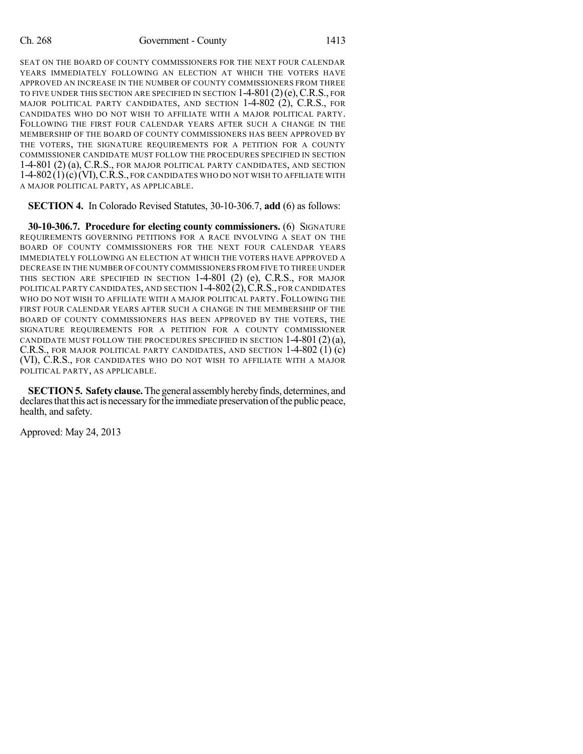SEAT ON THE BOARD OF COUNTY COMMISSIONERS FOR THE NEXT FOUR CALENDAR YEARS IMMEDIATELY FOLLOWING AN ELECTION AT WHICH THE VOTERS HAVE APPROVED AN INCREASE IN THE NUMBER OF COUNTY COMMISSIONERS FROM THREE TO FIVE UNDER THIS SECTION ARE SPECIFIED IN SECTION 1-4-801 (2) (e), C.R.S., FOR MAJOR POLITICAL PARTY CANDIDATES, AND SECTION 1-4-802 (2), C.R.S., FOR CANDIDATES WHO DO NOT WISH TO AFFILIATE WITH A MAJOR POLITICAL PARTY. FOLLOWING THE FIRST FOUR CALENDAR YEARS AFTER SUCH A CHANGE IN THE MEMBERSHIP OF THE BOARD OF COUNTY COMMISSIONERS HAS BEEN APPROVED BY THE VOTERS, THE SIGNATURE REQUIREMENTS FOR A PETITION FOR A COUNTY COMMISSIONER CANDIDATE MUST FOLLOW THE PROCEDURES SPECIFIED IN SECTION 1-4-801 (2) (a), C.R.S., FOR MAJOR POLITICAL PARTY CANDIDATES, AND SECTION 1-4-802 (1) (c) (VI), C.R.S., FOR CANDIDATES WHO DO NOT WISH TO AFFILIATE WITH A MAJOR POLITICAL PARTY, AS APPLICABLE.

**SECTION 4.** In Colorado Revised Statutes, 30-10-306.7, **add** (6) as follows:

**30-10-306.7. Procedure for electing county commissioners.** (6) SIGNATURE REQUIREMENTS GOVERNING PETITIONS FOR A RACE INVOLVING A SEAT ON THE BOARD OF COUNTY COMMISSIONERS FOR THE NEXT FOUR CALENDAR YEARS IMMEDIATELY FOLLOWING AN ELECTION AT WHICH THE VOTERS HAVE APPROVED A DECREASE IN THE NUMBER OF COUNTY COMMISSIONERS FROM FIVE TO THREE UNDER THIS SECTION ARE SPECIFIED IN SECTION 1-4-801 (2) (e), C.R.S., FOR MAJOR POLITICAL PARTY CANDIDATES, AND SECTION 1-4-802 (2), C.R.S., FOR CANDIDATES WHO DO NOT WISH TO AFFILIATE WITH A MAJOR POLITICAL PARTY. FOLLOWING THE FIRST FOUR CALENDAR YEARS AFTER SUCH A CHANGE IN THE MEMBERSHIP OF THE BOARD OF COUNTY COMMISSIONERS HAS BEEN APPROVED BY THE VOTERS, THE SIGNATURE REQUIREMENTS FOR A PETITION FOR A COUNTY COMMISSIONER CANDIDATE MUST FOLLOW THE PROCEDURES SPECIFIED IN SECTION 1-4-801 (2) (a), C.R.S., FOR MAJOR POLITICAL PARTY CANDIDATES, AND SECTION 1-4-802 (1) (c) (VI), C.R.S., FOR CANDIDATES WHO DO NOT WISH TO AFFILIATE WITH A MAJOR POLITICAL PARTY, AS APPLICABLE.

**SECTION 5. Safety clause.** The general assembly hereby finds, determines, and declares that this act is necessary for the immediate preservation of the public peace, health, and safety.

Approved: May 24, 2013